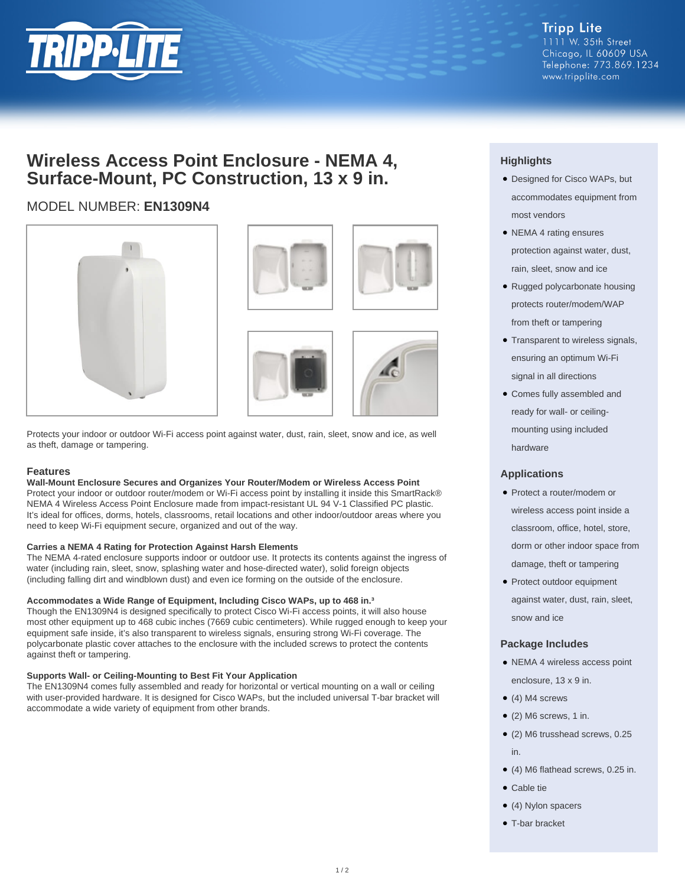Tripp Lite
1111 W. 35th Street
Chicago, IL 60609 USA
Telephone: 773.869.1234
www.tripplite.com

# Wireless Access Point Enclosure - NEMA 4, Surface-Mount, PC Construction, 13 x 9 in.

## MODEL NUMBER: **EN1309N4**

Protects your indoor or outdoor Wi-Fi access point against water, dust, rain, sleet, snow and ice, as well as theft, damage or tampering.

## Features

**Wall-Mount Enclosure Secures and Organizes Your Router/Modem or Wireless Access Point**
Protect your indoor or outdoor router/modem or Wi-Fi access point by installing it inside this SmartRack® NEMA 4 Wireless Access Point Enclosure made from impact-resistant UL 94 V-1 Classified PC plastic. It's ideal for offices, dorms, hotels, classrooms, retail locations and other indoor/outdoor areas where you need to keep Wi-Fi equipment secure, organized and out of the way.

**Carries a NEMA 4 Rating for Protection Against Harsh Elements**
The NEMA 4-rated enclosure supports indoor or outdoor use. It protects its contents against the ingress of water (including rain, sleet, snow, splashing water and hose-directed water), solid foreign objects (including falling dirt and windblown dust) and even ice forming on the outside of the enclosure.

**Accommodates a Wide Range of Equipment, Including Cisco WAPs, up to 468 in.³**
Though the EN1309N4 is designed specifically to protect Cisco Wi-Fi access points, it will also house most other equipment up to 468 cubic inches (7669 cubic centimeters). While rugged enough to keep your equipment safe inside, it's also transparent to wireless signals, ensuring strong Wi-Fi coverage. The polycarbonate plastic cover attaches to the enclosure with the included screws to protect the contents against theft or tampering.

**Supports Wall- or Ceiling-Mounting to Best Fit Your Application**
The EN1309N4 comes fully assembled and ready for horizontal or vertical mounting on a wall or ceiling with user-provided hardware. It is designed for Cisco WAPs, but the included universal T-bar bracket will accommodate a wide variety of equipment from other brands.

## Highlights

- Designed for Cisco WAPs, but accommodates equipment from most vendors
- NEMA 4 rating ensures protection against water, dust, rain, sleet, snow and ice
- Rugged polycarbonate housing protects router/modem/WAP from theft or tampering
- Transparent to wireless signals, ensuring an optimum Wi-Fi signal in all directions
- Comes fully assembled and ready for wall- or ceiling-mounting using included hardware

## Applications

- Protect a router/modem or wireless access point inside a classroom, office, hotel, store, dorm or other indoor space from damage, theft or tampering
- Protect outdoor equipment against water, dust, rain, sleet, snow and ice

## Package Includes

- NEMA 4 wireless access point enclosure, 13 x 9 in.
- (4) M4 screws
- (2) M6 screws, 1 in.
- (2) M6 trusshead screws, 0.25 in.
- (4) M6 flathead screws, 0.25 in.
- Cable tie
- (4) Nylon spacers
- T-bar bracket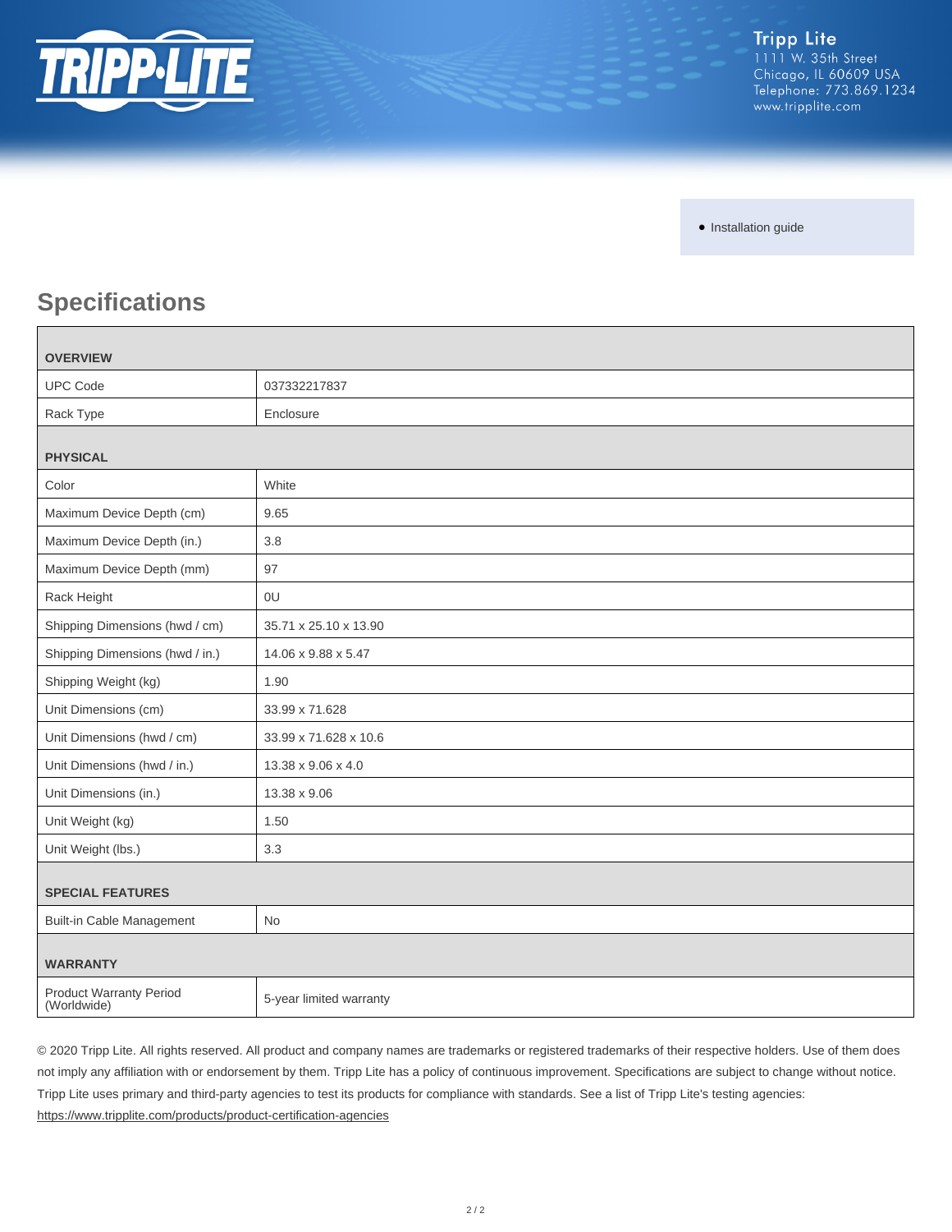- Installation guide

## Specifications

| | |
|---|---|
| **OVERVIEW** | |
| UPC Code | 037332217837 |
| Rack Type | Enclosure |
| **PHYSICAL** | |
| Color | White |
| Maximum Device Depth (cm) | 9.65 |
| Maximum Device Depth (in.) | 3.8 |
| Maximum Device Depth (mm) | 97 |
| Rack Height | 0U |
| Shipping Dimensions (hwd / cm) | 35.71 x 25.10 x 13.90 |
| Shipping Dimensions (hwd / in.) | 14.06 x 9.88 x 5.47 |
| Shipping Weight (kg) | 1.90 |
| Unit Dimensions (cm) | 33.99 x 71.628 |
| Unit Dimensions (hwd / cm) | 33.99 x 71.628 x 10.6 |
| Unit Dimensions (hwd / in.) | 13.38 x 9.06 x 4.0 |
| Unit Dimensions (in.) | 13.38 x 9.06 |
| Unit Weight (kg) | 1.50 |
| Unit Weight (lbs.) | 3.3 |
| **SPECIAL FEATURES** | |
| Built-in Cable Management | No |
| **WARRANTY** | |
| Product Warranty Period (Worldwide) | 5-year limited warranty |

© 2020 Tripp Lite. All rights reserved. All product and company names are trademarks or registered trademarks of their respective holders. Use of them does not imply any affiliation with or endorsement by them. Tripp Lite has a policy of continuous improvement. Specifications are subject to change without notice. Tripp Lite uses primary and third-party agencies to test its products for compliance with standards. See a list of Tripp Lite's testing agencies: https://www.tripplite.com/products/product-certification-agencies